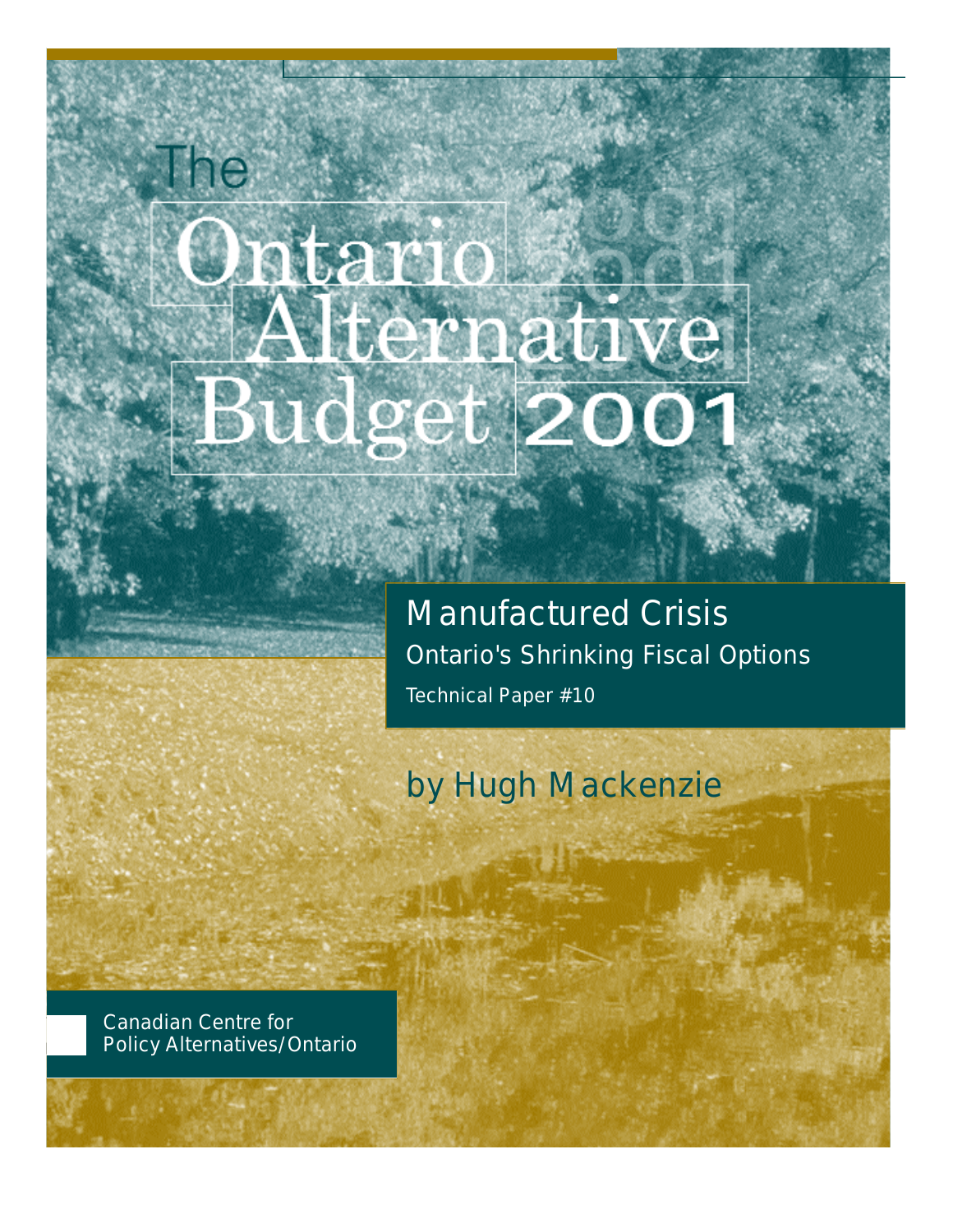# The Ontario Alternative Budget 2001

## Manufactured Crisis

### Ontario's Shrinking Fiscal Options

Technical Paper #10

by Hugh Mackenzie

Canadian Centre for Policy Alternatives/Ontario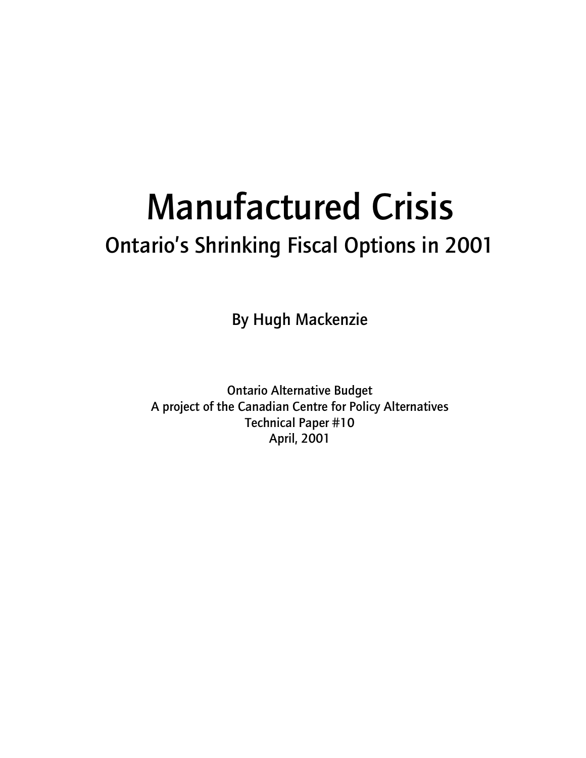# Manufactured Crisis

## Ontario's Shrinking Fiscal Options in 2001

By Hugh Mackenzie

Ontario Alternative Budget
A project of the Canadian Centre for Policy Alternatives
Technical Paper #10
April, 2001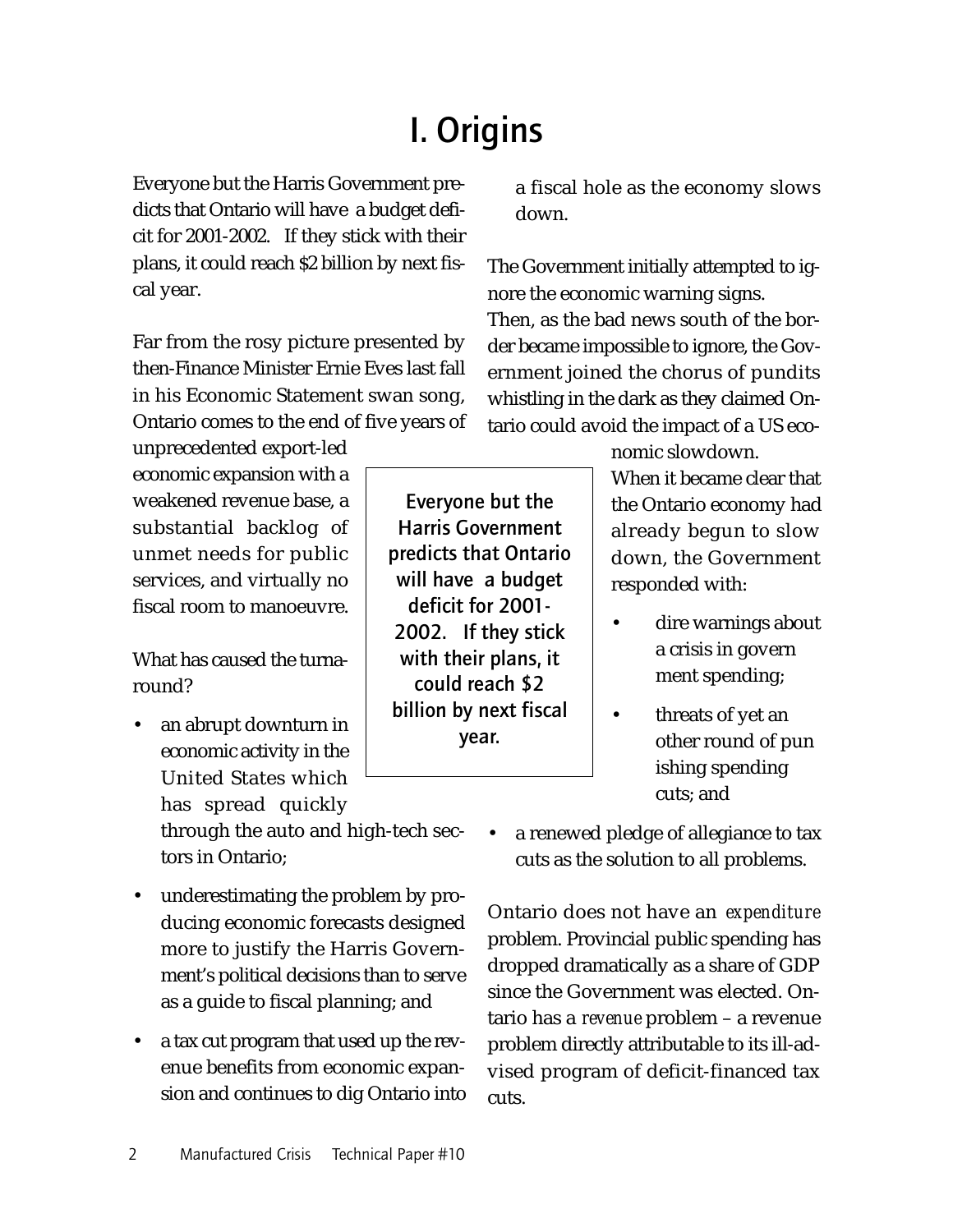# I. Origins

Everyone but the Harris Government predicts that Ontario will have a budget deficit for 2001-2002. If they stick with their plans, it could reach $2 billion by next fiscal year.

Far from the rosy picture presented by then-Finance Minister Ernie Eves last fall in his Economic Statement swan song, Ontario comes to the end of five years of unprecedented export-led economic expansion with a weakened revenue base, a substantial backlog of unmet needs for public services, and virtually no fiscal room to manoeuvre.

What has caused the turnaround?

- an abrupt downturn in economic activity in the United States which has spread quickly through the auto and high-tech sectors in Ontario;
- underestimating the problem by producing economic forecasts designed more to justify the Harris Government's political decisions than to serve as a guide to fiscal planning; and
- a tax cut program that used up the revenue benefits from economic expansion and continues to dig Ontario into a fiscal hole as the economy slows down.

**Everyone but the Harris Government predicts that Ontario will have a budget deficit for 2001-2002. If they stick with their plans, it could reach $2 billion by next fiscal year.**

The Government initially attempted to ignore the economic warning signs.
Then, as the bad news south of the border became impossible to ignore, the Government joined the chorus of pundits whistling in the dark as they claimed Ontario could avoid the impact of a US economic slowdown.
When it became clear that the Ontario economy had already begun to slow down, the Government responded with:

- dire warnings about a crisis in government spending;
- threats of yet another round of punishing spending cuts; and
- a renewed pledge of allegiance to tax cuts as the solution to all problems.

Ontario does not have an *expenditure* problem. Provincial public spending has dropped dramatically as a share of GDP since the Government was elected. Ontario has a *revenue* problem – a revenue problem directly attributable to its ill-advised program of deficit-financed tax cuts.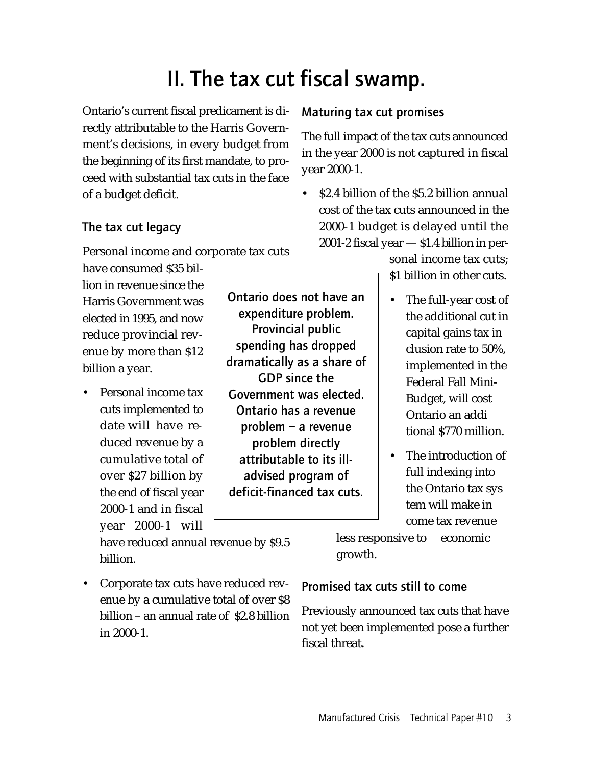# II. The tax cut fiscal swamp.

Ontario's current fiscal predicament is directly attributable to the Harris Government's decisions, in every budget from the beginning of its first mandate, to proceed with substantial tax cuts in the face of a budget deficit.

## The tax cut legacy

Personal income and corporate tax cuts have consumed $35 billion in revenue since the Harris Government was elected in 1995, and now reduce provincial revenue by more than $12 billion a year.

- Personal income tax cuts implemented to date will have reduced revenue by a cumulative total of over $27 billion by the end of fiscal year 2000-1 and in fiscal year 2000-1 will have reduced annual revenue by $9.5 billion.
- Corporate tax cuts have reduced revenue by a cumulative total of over $8 billion – an annual rate of $2.8 billion in 2000-1.

**Ontario does not have an expenditure problem. Provincial public spending has dropped dramatically as a share of GDP since the Government was elected. Ontario has a revenue problem – a revenue problem directly attributable to its ill-advised program of deficit-financed tax cuts.**

## Maturing tax cut promises

The full impact of the tax cuts announced in the year 2000 is not captured in fiscal year 2000-1.

- $2.4 billion of the $5.2 billion annual cost of the tax cuts announced in the 2000-1 budget is delayed until the 2001-2 fiscal year — $1.4 billion in personal income tax cuts; $1 billion in other cuts.
- The full-year cost of the additional cut in capital gains tax inclusion rate to 50%, implemented in the Federal Fall Mini-Budget, will cost Ontario an additional $770 million.
- The introduction of full indexing into the Ontario tax system will make income tax revenue less responsive to economic growth.

## Promised tax cuts still to come

Previously announced tax cuts that have not yet been implemented pose a further fiscal threat.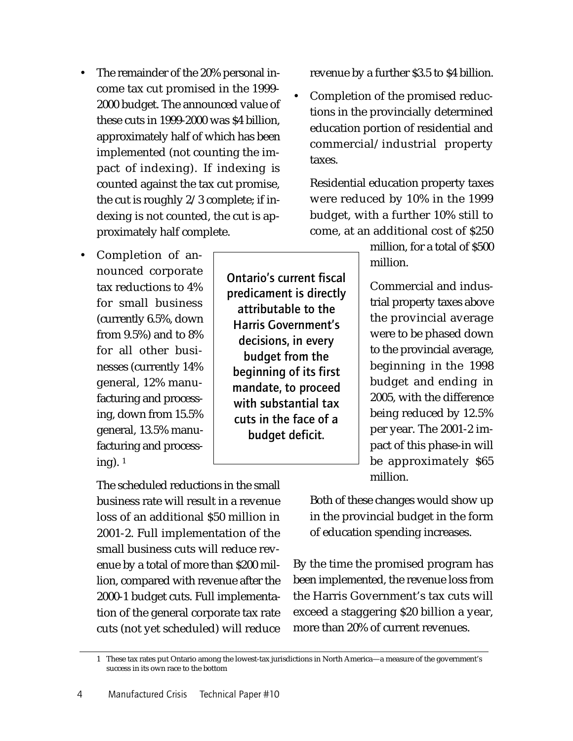- The remainder of the 20% personal income tax cut promised in the 1999-2000 budget. The announced value of these cuts in 1999-2000 was $4 billion, approximately half of which has been implemented (not counting the impact of indexing). If indexing is counted against the tax cut promise, the cut is roughly 2/3 complete; if indexing is not counted, the cut is approximately half complete.
- Completion of announced corporate tax reductions to 4% for small business (currently 6.5%, down from 9.5%) and to 8% for all other businesses (currently 14% general, 12% manufacturing and processing, down from 15.5% general, 13.5% manufacturing and processing). [1]

  The scheduled reductions in the small business rate will result in a revenue loss of an additional $50 million in 2001-2. Full implementation of the small business cuts will reduce revenue by a total of more than $200 million, compared with revenue after the 2000-1 budget cuts. Full implementation of the general corporate tax rate cuts (not yet scheduled) will reduce revenue by a further $3.5 to $4 billion.
- Completion of the promised reductions in the provincially determined education portion of residential and commercial/industrial property taxes.

  Residential education property taxes were reduced by 10% in the 1999 budget, with a further 10% still to come, at an additional cost of $250 million, for a total of $500 million.

  Commercial and industrial property taxes above the provincial average were to be phased down to the provincial average, beginning in the 1998 budget and ending in 2005, with the difference being reduced by 12.5% per year. The 2001-2 impact of this phase-in will be approximately $65 million.

  Both of these changes would show up in the provincial budget in the form of education spending increases.

> **Ontario's current fiscal predicament is directly attributable to the Harris Government's decisions, in every budget from the beginning of its first mandate, to proceed with substantial tax cuts in the face of a budget deficit.**

By the time the promised program has been implemented, the revenue loss from the Harris Government's tax cuts will exceed a staggering $20 billion a year, more than 20% of current revenues.

[1] These tax rates put Ontario among the lowest-tax jurisdictions in North America—a measure of the government's success in its own race to the bottom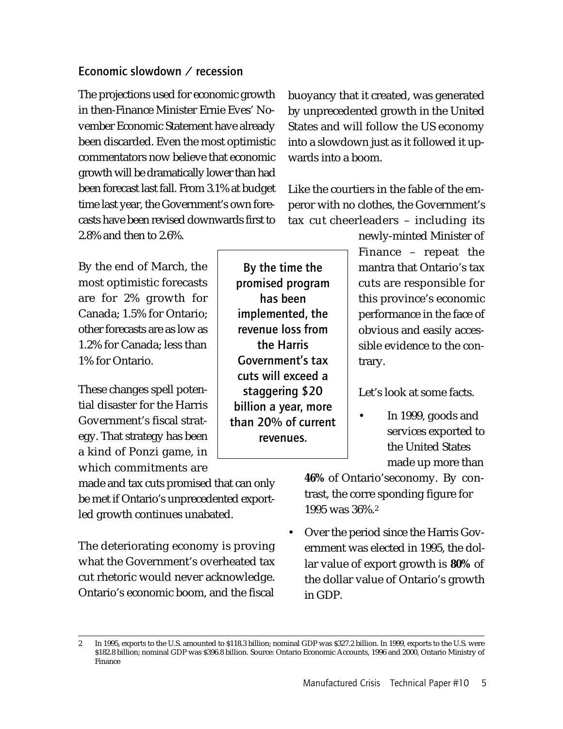## Economic slowdown / recession

The projections used for economic growth in then-Finance Minister Ernie Eves' November Economic Statement have already been discarded. Even the most optimistic commentators now believe that economic growth will be dramatically lower than had been forecast last fall. From 3.1% at budget time last year, the Government's own forecasts have been revised downwards first to 2.8% and then to 2.6%.

By the end of March, the most optimistic forecasts are for 2% growth for Canada; 1.5% for Ontario; other forecasts are as low as 1.2% for Canada; less than 1% for Ontario.

> By the time the promised program has been implemented, the revenue loss from the Harris Government's tax cuts will exceed a staggering $20 billion a year, more than 20% of current revenues.

These changes spell potential disaster for the Harris Government's fiscal strategy. That strategy has been a kind of Ponzi game, in which commitments are made and tax cuts promised that can only be met if Ontario's unprecedented export-led growth continues unabated.

The deteriorating economy is proving what the Government's overheated tax cut rhetoric would never acknowledge. Ontario's economic boom, and the fiscal buoyancy that it created, was generated by unprecedented growth in the United States and will follow the US economy into a slowdown just as it followed it upwards into a boom.

Like the courtiers in the fable of the emperor with no clothes, the Government's tax cut cheerleaders – including its newly-minted Minister of Finance – repeat the mantra that Ontario's tax cuts are responsible for this province's economic performance in the face of obvious and easily accessible evidence to the contrary.

Let's look at some facts.

- In 1999, goods and services exported to the United States made up more than **46%** of Ontario'seconomy. By contrast, the corre sponding figure for 1995 was 36%.[2]
- Over the period since the Harris Government was elected in 1995, the dollar value of export growth is **80%** of the dollar value of Ontario's growth in GDP.

---

2 In 1995, exports to the U.S. amounted to $118.3 billion; nominal GDP was $327.2 billion. In 1999, exports to the U.S. were $182.8 billion; nominal GDP was $396.8 billion. Source: Ontario Economic Accounts, 1996 and 2000, Ontario Ministry of Finance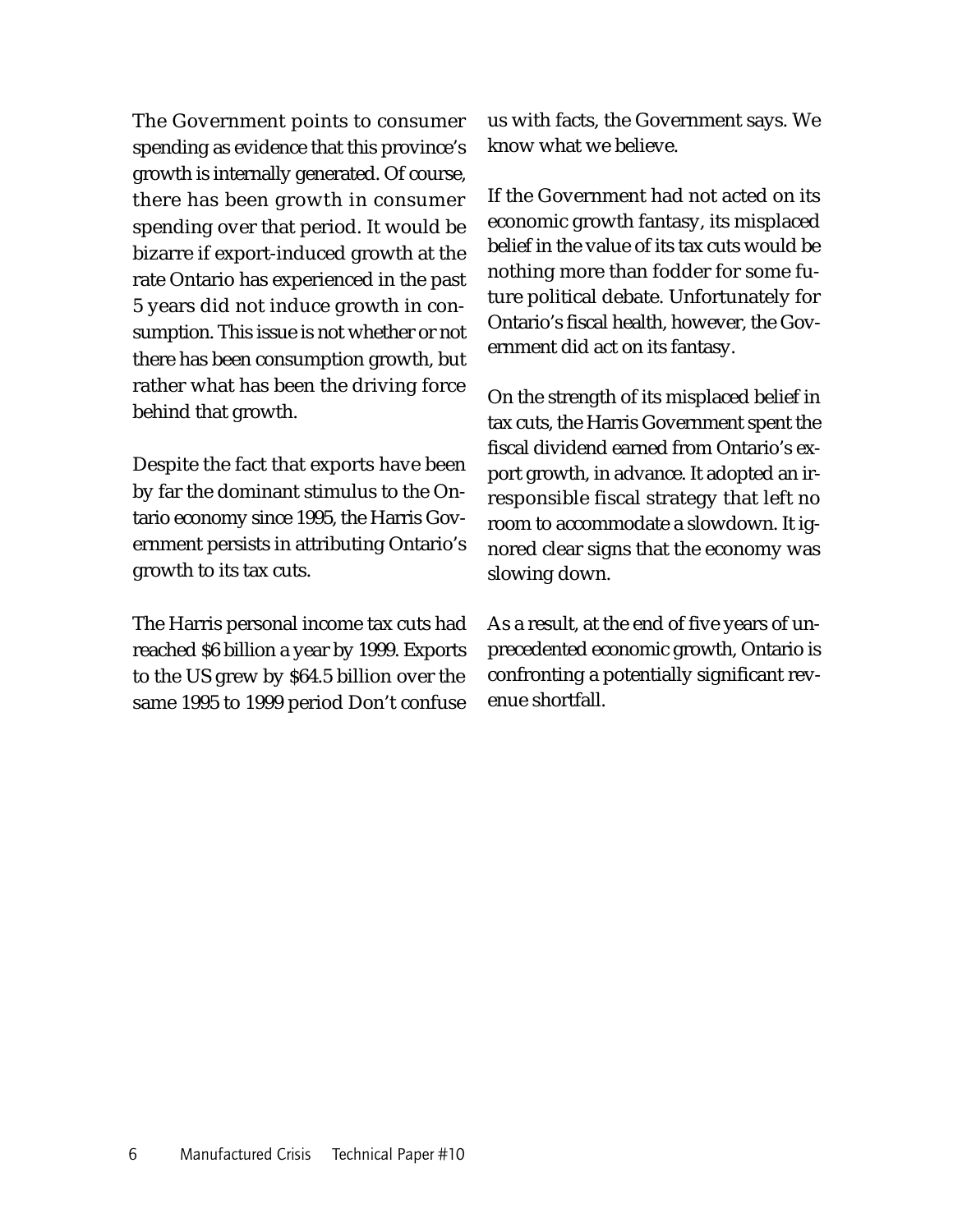The Government points to consumer spending as evidence that this province's growth is internally generated. Of course, there has been growth in consumer spending over that period. It would be bizarre if export-induced growth at the rate Ontario has experienced in the past 5 years did not induce growth in consumption. This issue is not whether or not there has been consumption growth, but rather what has been the driving force behind that growth.

Despite the fact that exports have been by far the dominant stimulus to the Ontario economy since 1995, the Harris Government persists in attributing Ontario's growth to its tax cuts.

The Harris personal income tax cuts had reached $6 billion a year by 1999. Exports to the US grew by $64.5 billion over the same 1995 to 1999 period Don't confuse us with facts, the Government says. We know what we believe.

If the Government had not acted on its economic growth fantasy, its misplaced belief in the value of its tax cuts would be nothing more than fodder for some future political debate. Unfortunately for Ontario's fiscal health, however, the Government did act on its fantasy.

On the strength of its misplaced belief in tax cuts, the Harris Government spent the fiscal dividend earned from Ontario's export growth, in advance. It adopted an irresponsible fiscal strategy that left no room to accommodate a slowdown. It ignored clear signs that the economy was slowing down.

As a result, at the end of five years of unprecedented economic growth, Ontario is confronting a potentially significant revenue shortfall.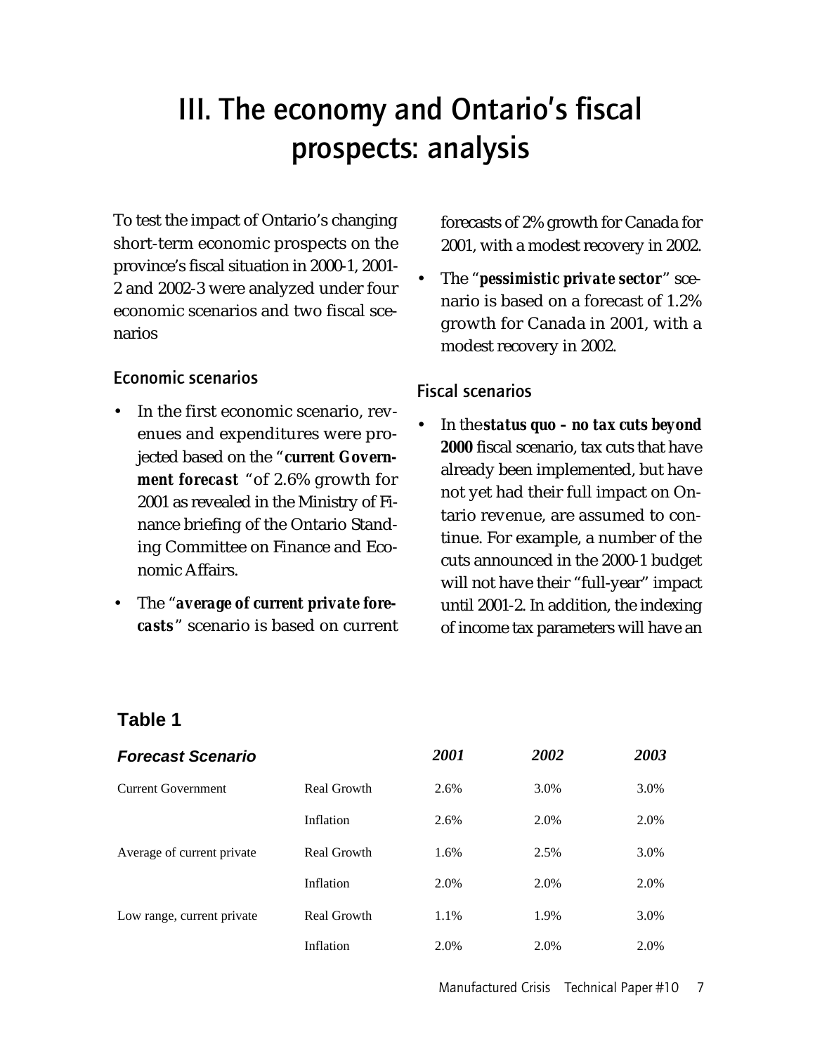# III. The economy and Ontario's fiscal prospects: analysis

To test the impact of Ontario's changing short-term economic prospects on the province's fiscal situation in 2000-1, 2001-2 and 2002-3 were analyzed under four economic scenarios and two fiscal scenarios

## Economic scenarios

- In the first economic scenario, revenues and expenditures were projected based on the "**current Government forecast** "of 2.6% growth for 2001 as revealed in the Ministry of Finance briefing of the Ontario Standing Committee on Finance and Economic Affairs.
- The "***average of current private forecasts***" scenario is based on current forecasts of 2% growth for Canada for 2001, with a modest recovery in 2002.
- The "***pessimistic private sector***" scenario is based on a forecast of 1.2% growth for Canada in 2001, with a modest recovery in 2002.

## Fiscal scenarios

- In the ***status quo – no tax cuts beyond 2000*** fiscal scenario, tax cuts that have already been implemented, but have not yet had their full impact on Ontario revenue, are assumed to continue. For example, a number of the cuts announced in the 2000-1 budget will not have their "full-year" impact until 2001-2. In addition, the indexing of income tax parameters will have an

**Table 1**

| ***Forecast Scenario*** | | ***2001*** | ***2002*** | ***2003*** |
|---|---|---|---|---|
| Current Government | Real Growth | 2.6% | 3.0% | 3.0% |
| | Inflation | 2.6% | 2.0% | 2.0% |
| Average of current private | Real Growth | 1.6% | 2.5% | 3.0% |
| | Inflation | 2.0% | 2.0% | 2.0% |
| Low range, current private | Real Growth | 1.1% | 1.9% | 3.0% |
| | Inflation | 2.0% | 2.0% | 2.0% |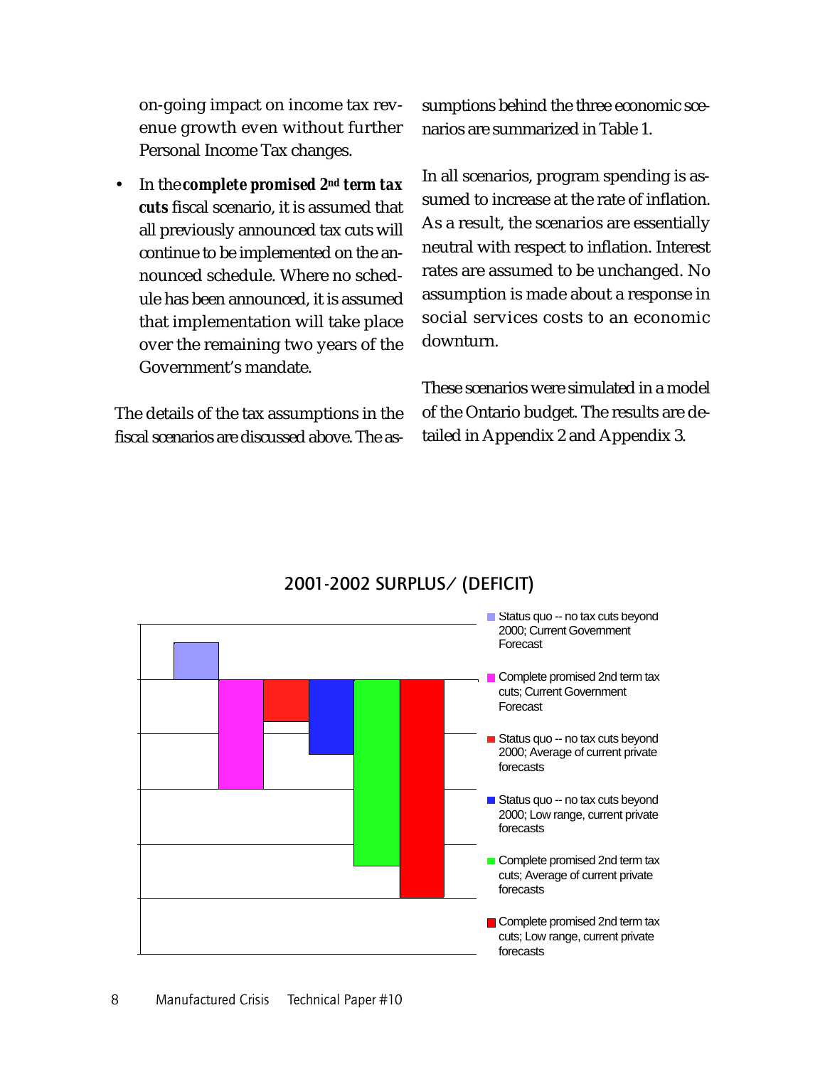on-going impact on income tax revenue growth even without further Personal Income Tax changes.

- In the ***complete promised 2nd term tax cuts*** fiscal scenario, it is assumed that all previously announced tax cuts will continue to be implemented on the announced schedule. Where no schedule has been announced, it is assumed that implementation will take place over the remaining two years of the Government's mandate.

The details of the tax assumptions in the fiscal scenarios are discussed above. The assumptions behind the three economic scenarios are summarized in Table 1.

In all scenarios, program spending is assumed to increase at the rate of inflation. As a result, the scenarios are essentially neutral with respect to inflation. Interest rates are assumed to be unchanged. No assumption is made about a response in social services costs to an economic downturn.

These scenarios were simulated in a model of the Ontario budget. The results are detailed in Appendix 2 and Appendix 3.

## 2001-2002 SURPLUS/ (DEFICIT)

- Status quo -- no tax cuts beyond 2000; Current Government Forecast
- Complete promised 2nd term tax cuts; Current Government Forecast
- Status quo -- no tax cuts beyond 2000; Average of current private forecasts
- Status quo -- no tax cuts beyond 2000; Low range, current private forecasts
- Complete promised 2nd term tax cuts; Average of current private forecasts
- Complete promised 2nd term tax cuts; Low range, current private forecasts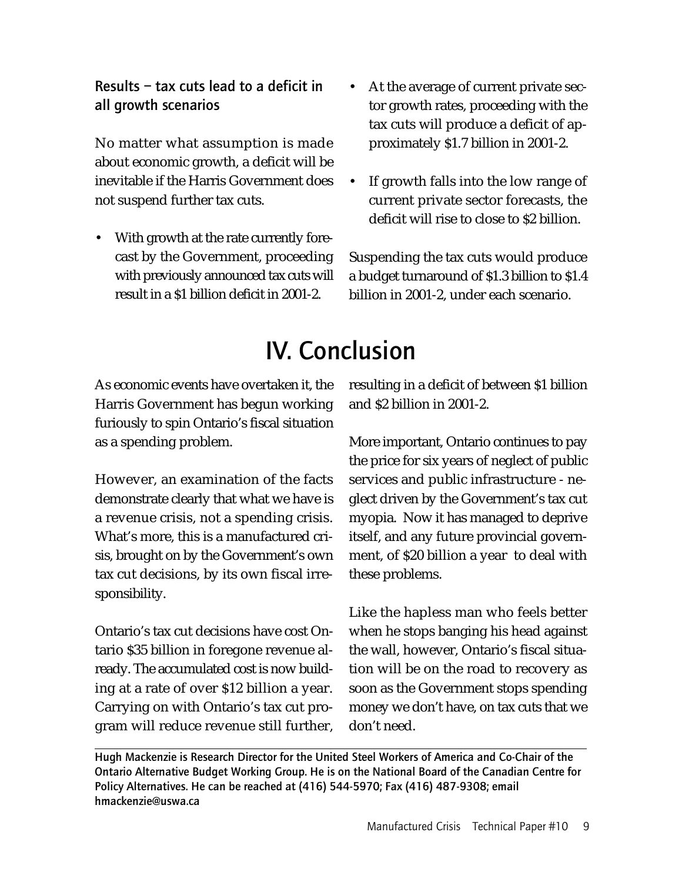### Results – tax cuts lead to a deficit in all growth scenarios

No matter what assumption is made about economic growth, a deficit will be inevitable if the Harris Government does not suspend further tax cuts.

- With growth at the rate currently forecast by the Government, proceeding with previously announced tax cuts will result in a $1 billion deficit in 2001-2.
- At the average of current private sector growth rates, proceeding with the tax cuts will produce a deficit of approximately $1.7 billion in 2001-2.
- If growth falls into the low range of current private sector forecasts, the deficit will rise to close to $2 billion.

Suspending the tax cuts would produce a budget turnaround of $1.3 billion to $1.4 billion in 2001-2, under each scenario.

# IV. Conclusion

As economic events have overtaken it, the Harris Government has begun working furiously to spin Ontario's fiscal situation as a spending problem.

However, an examination of the facts demonstrate clearly that what we have is a revenue crisis, not a spending crisis. What's more, this is a manufactured crisis, brought on by the Government's own tax cut decisions, by its own fiscal irresponsibility.

Ontario's tax cut decisions have cost Ontario $35 billion in foregone revenue already. The accumulated cost is now building at a rate of over $12 billion a year. Carrying on with Ontario's tax cut program will reduce revenue still further, resulting in a deficit of between $1 billion and $2 billion in 2001-2.

More important, Ontario continues to pay the price for six years of neglect of public services and public infrastructure - neglect driven by the Government's tax cut myopia. Now it has managed to deprive itself, and any future provincial government, of $20 billion a year to deal with these problems.

Like the hapless man who feels better when he stops banging his head against the wall, however, Ontario's fiscal situation will be on the road to recovery as soon as the Government stops spending money we don't have, on tax cuts that we don't need.

---

**Hugh Mackenzie is Research Director for the United Steel Workers of America and Co-Chair of the Ontario Alternative Budget Working Group. He is on the National Board of the Canadian Centre for Policy Alternatives. He can be reached at (416) 544-5970; Fax (416) 487-9308; email hmackenzie@uswa.ca**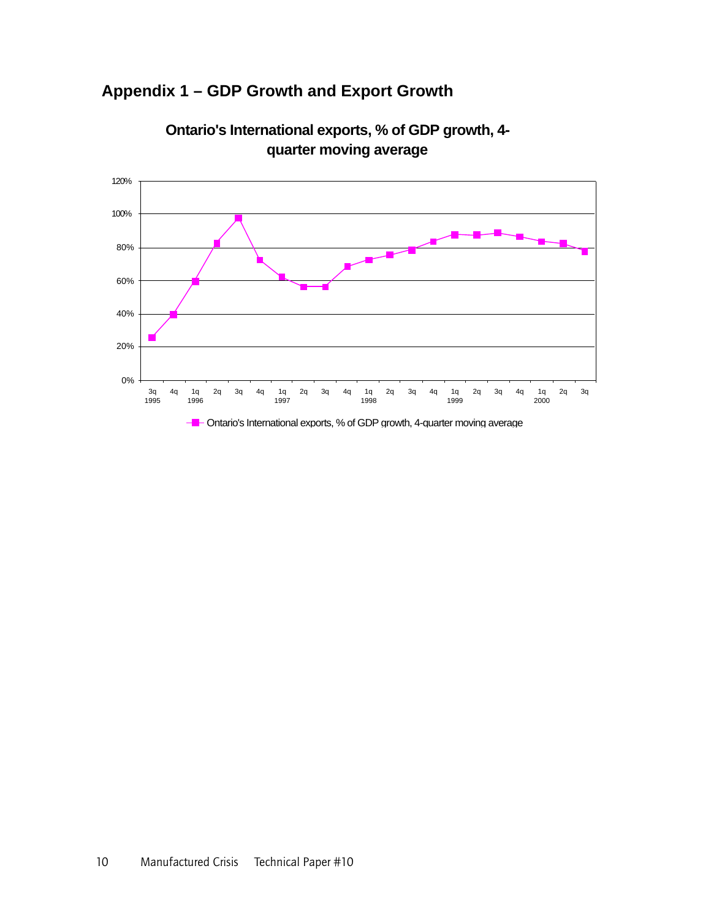## Appendix 1 – GDP Growth and Export Growth

**Ontario's International exports, % of GDP growth, 4-quarter moving average**

Ontario's International exports, % of GDP growth, 4-quarter moving average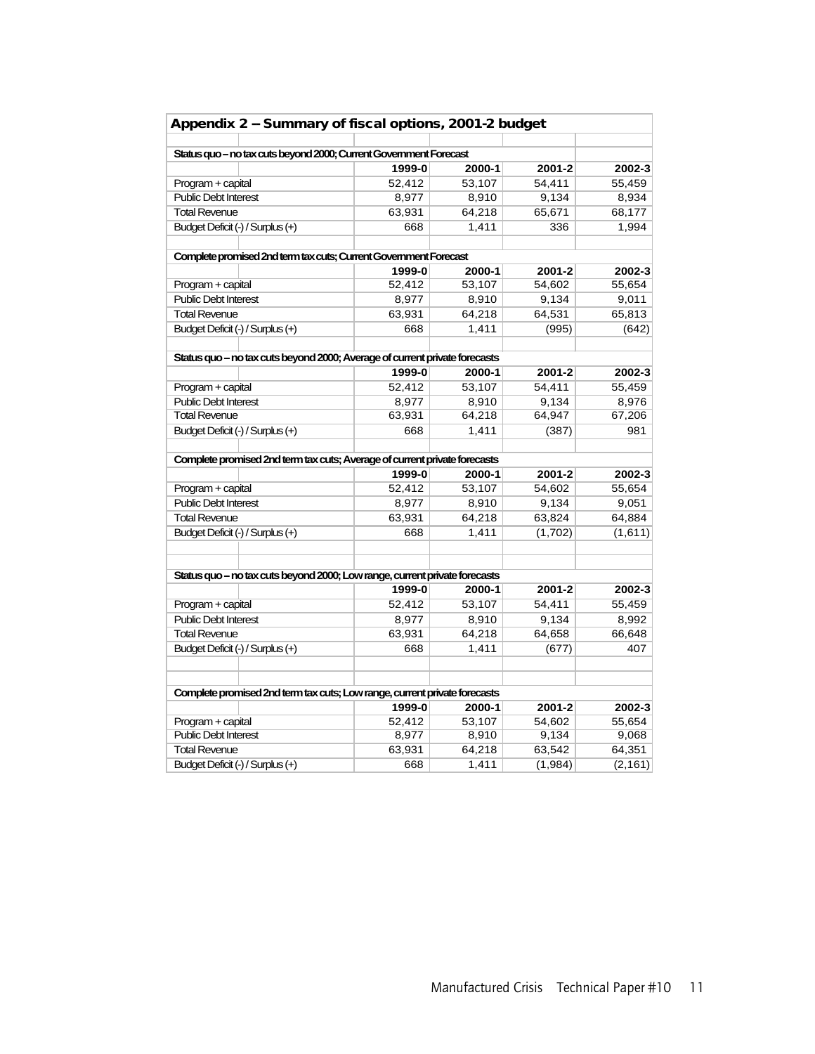## Appendix 2 – Summary of fiscal options, 2001-2 budget

**Status quo – no tax cuts beyond 2000; Current Government Forecast**

| | 1999-0 | 2000-1 | 2001-2 | 2002-3 |
|---|---|---|---|---|
| Program + capital | 52,412 | 53,107 | 54,411 | 55,459 |
| Public Debt Interest | 8,977 | 8,910 | 9,134 | 8,934 |
| Total Revenue | 63,931 | 64,218 | 65,671 | 68,177 |
| Budget Deficit (-) / Surplus (+) | 668 | 1,411 | 336 | 1,994 |

**Complete promised 2nd term tax cuts; Current Government Forecast**

| | 1999-0 | 2000-1 | 2001-2 | 2002-3 |
|---|---|---|---|---|
| Program + capital | 52,412 | 53,107 | 54,602 | 55,654 |
| Public Debt Interest | 8,977 | 8,910 | 9,134 | 9,011 |
| Total Revenue | 63,931 | 64,218 | 64,531 | 65,813 |
| Budget Deficit (-) / Surplus (+) | 668 | 1,411 | (995) | (642) |

**Status quo – no tax cuts beyond 2000; Average of current private forecasts**

| | 1999-0 | 2000-1 | 2001-2 | 2002-3 |
|---|---|---|---|---|
| Program + capital | 52,412 | 53,107 | 54,411 | 55,459 |
| Public Debt Interest | 8,977 | 8,910 | 9,134 | 8,976 |
| Total Revenue | 63,931 | 64,218 | 64,947 | 67,206 |
| Budget Deficit (-) / Surplus (+) | 668 | 1,411 | (387) | 981 |

**Complete promised 2nd term tax cuts; Average of current private forecasts**

| | 1999-0 | 2000-1 | 2001-2 | 2002-3 |
|---|---|---|---|---|
| Program + capital | 52,412 | 53,107 | 54,602 | 55,654 |
| Public Debt Interest | 8,977 | 8,910 | 9,134 | 9,051 |
| Total Revenue | 63,931 | 64,218 | 63,824 | 64,884 |
| Budget Deficit (-) / Surplus (+) | 668 | 1,411 | (1,702) | (1,611) |

**Status quo – no tax cuts beyond 2000; Low range, current private forecasts**

| | 1999-0 | 2000-1 | 2001-2 | 2002-3 |
|---|---|---|---|---|
| Program + capital | 52,412 | 53,107 | 54,411 | 55,459 |
| Public Debt Interest | 8,977 | 8,910 | 9,134 | 8,992 |
| Total Revenue | 63,931 | 64,218 | 64,658 | 66,648 |
| Budget Deficit (-) / Surplus (+) | 668 | 1,411 | (677) | 407 |

**Complete promised 2nd term tax cuts; Low range, current private forecasts**

| | 1999-0 | 2000-1 | 2001-2 | 2002-3 |
|---|---|---|---|---|
| Program + capital | 52,412 | 53,107 | 54,602 | 55,654 |
| Public Debt Interest | 8,977 | 8,910 | 9,134 | 9,068 |
| Total Revenue | 63,931 | 64,218 | 63,542 | 64,351 |
| Budget Deficit (-) / Surplus (+) | 668 | 1,411 | (1,984) | (2,161) |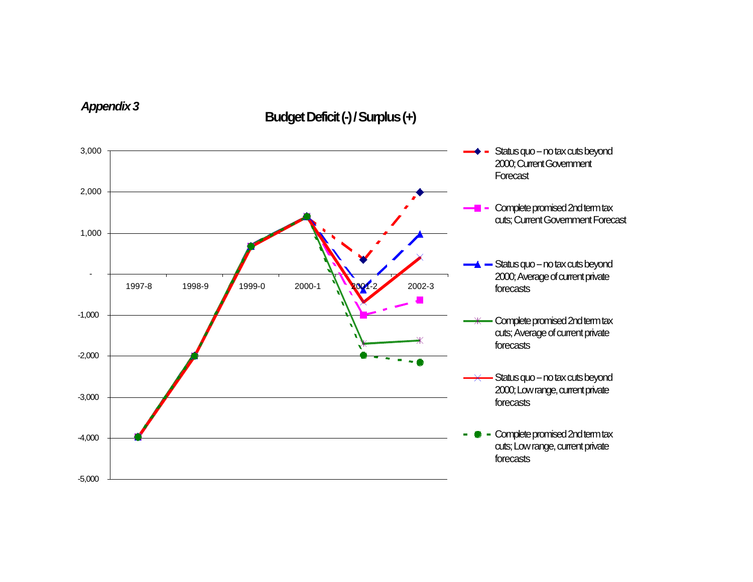*Appendix 3*

**Budget Deficit (-) / Surplus (+)**

3,000
2,000
1,000
-
-1,000
-2,000
-3,000
-4,000
-5,000

1997-8
1998-9
1999-0
2000-1
2001-2
2002-3

Status quo – no tax cuts beyond 2000; Current Government Forecast

Complete promised 2nd term tax cuts; Current Government Forecast

Status quo – no tax cuts beyond 2000; Average of current private forecasts

Complete promised 2nd term tax cuts; Average of current private forecasts

Status quo – no tax cuts beyond 2000; Low range, current private forecasts

Complete promised 2nd term tax cuts; Low range, current private forecasts